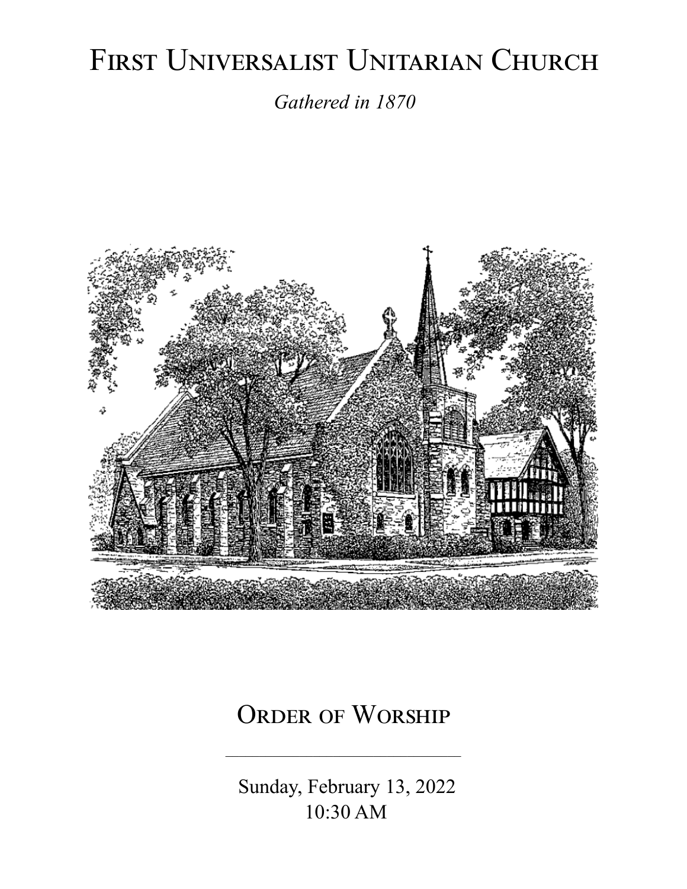# First Universalist Unitarian Church

*Gathered in 1870*

## Order of Worship

---

Sunday, February 13, 2022
10:30 AM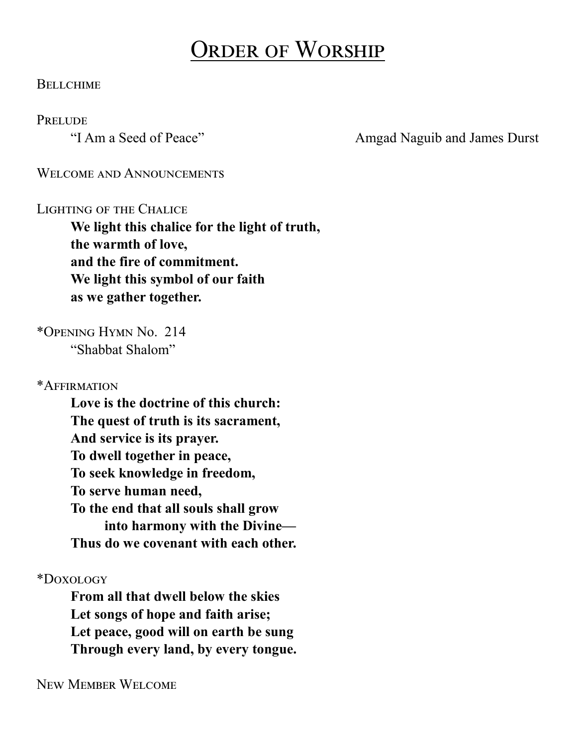# Order of Worship

Bellchime

Prelude

"I Am a Seed of Peace" — Amgad Naguib and James Durst

Welcome and Announcements

Lighting of the Chalice

**We light this chalice for the light of truth,**
**the warmth of love,**
**and the fire of commitment.**
**We light this symbol of our faith**
**as we gather together.**

*Opening Hymn No. 214

"Shabbat Shalom"

*Affirmation

**Love is the doctrine of this church:**
**The quest of truth is its sacrament,**
**And service is its prayer.**
**To dwell together in peace,**
**To seek knowledge in freedom,**
**To serve human need,**
**To the end that all souls shall grow**
**into harmony with the Divine—**
**Thus do we covenant with each other.**

*Doxology

**From all that dwell below the skies**
**Let songs of hope and faith arise;**
**Let peace, good will on earth be sung**
**Through every land, by every tongue.**

New Member Welcome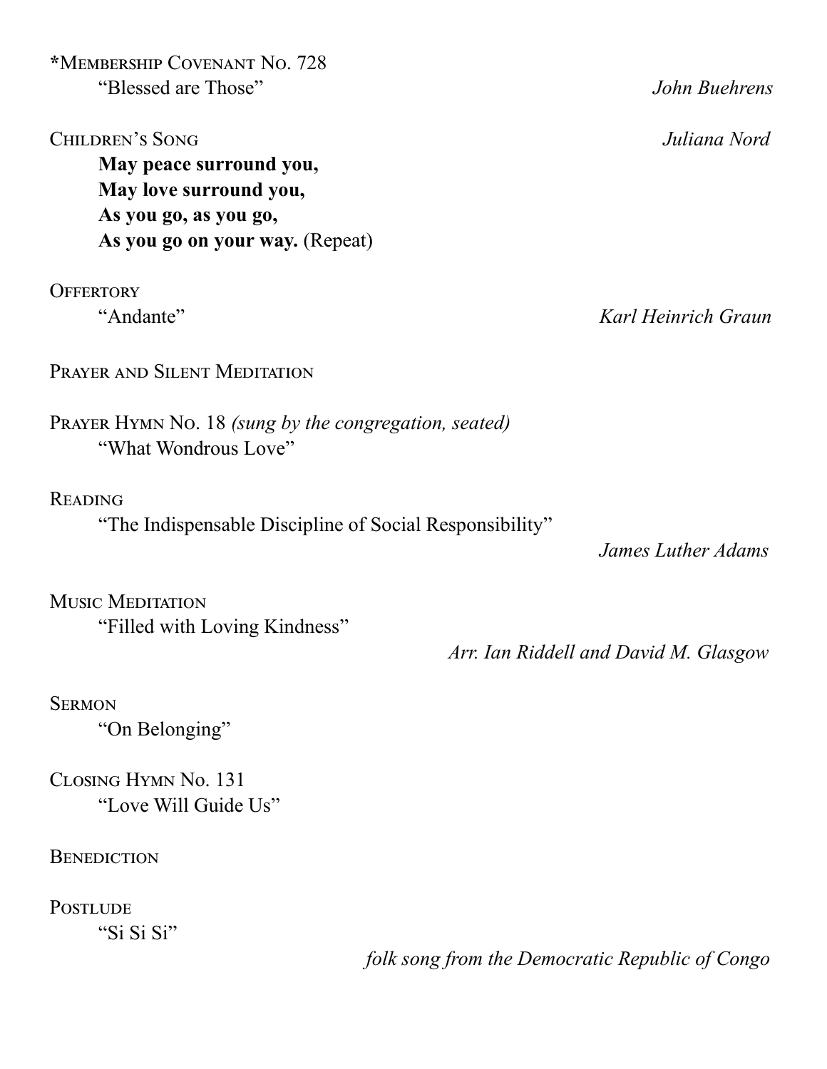*Membership Covenant No. 728

"Blessed are Those" *John Buehrens*

Children's Song *Juliana Nord*

**May peace surround you,**
**May love surround you,**
**As you go, as you go,**
**As you go on your way.** (Repeat)

Offertory

"Andante" *Karl Heinrich Graun*

Prayer and Silent Meditation

Prayer Hymn No. 18 *(sung by the congregation, seated)*

"What Wondrous Love"

Reading

"The Indispensable Discipline of Social Responsibility"

*James Luther Adams*

Music Meditation

"Filled with Loving Kindness"

*Arr. Ian Riddell and David M. Glasgow*

Sermon

"On Belonging"

Closing Hymn No. 131

"Love Will Guide Us"

Benediction

Postlude

"Si Si Si"

*folk song from the Democratic Republic of Congo*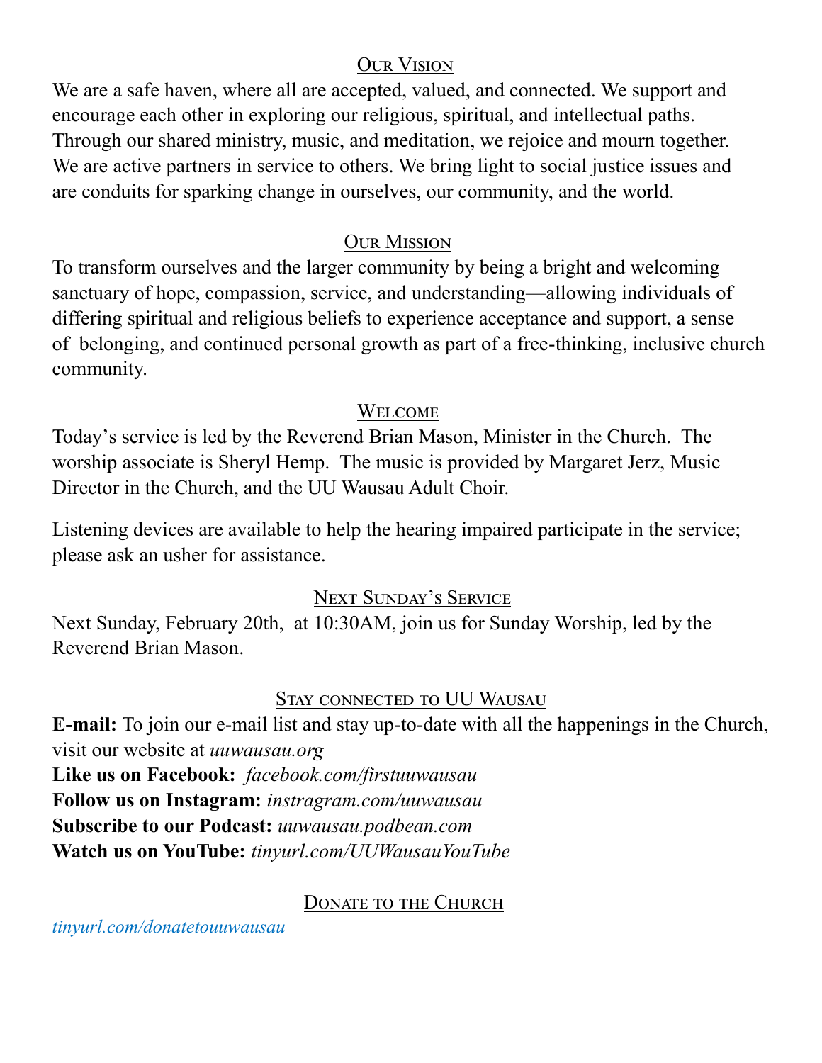## Our Vision

We are a safe haven, where all are accepted, valued, and connected. We support and encourage each other in exploring our religious, spiritual, and intellectual paths. Through our shared ministry, music, and meditation, we rejoice and mourn together. We are active partners in service to others. We bring light to social justice issues and are conduits for sparking change in ourselves, our community, and the world.

## Our Mission

To transform ourselves and the larger community by being a bright and welcoming sanctuary of hope, compassion, service, and understanding—allowing individuals of differing spiritual and religious beliefs to experience acceptance and support, a sense of belonging, and continued personal growth as part of a free-thinking, inclusive church community.

## Welcome

Today's service is led by the Reverend Brian Mason, Minister in the Church. The worship associate is Sheryl Hemp. The music is provided by Margaret Jerz, Music Director in the Church, and the UU Wausau Adult Choir.

Listening devices are available to help the hearing impaired participate in the service; please ask an usher for assistance.

## Next Sunday's Service

Next Sunday, February 20th, at 10:30AM, join us for Sunday Worship, led by the Reverend Brian Mason.

## Stay connected to UU Wausau

**E-mail:** To join our e-mail list and stay up-to-date with all the happenings in the Church, visit our website at *uuwausau.org*
**Like us on Facebook:** *facebook.com/firstuuwausau*
**Follow us on Instagram:** *instragram.com/uuwausau*
**Subscribe to our Podcast:** *uuwausau.podbean.com*
**Watch us on YouTube:** *tinyurl.com/UUWausauYouTube*

## Donate to the Church

*tinyurl.com/donatetouuwausau*